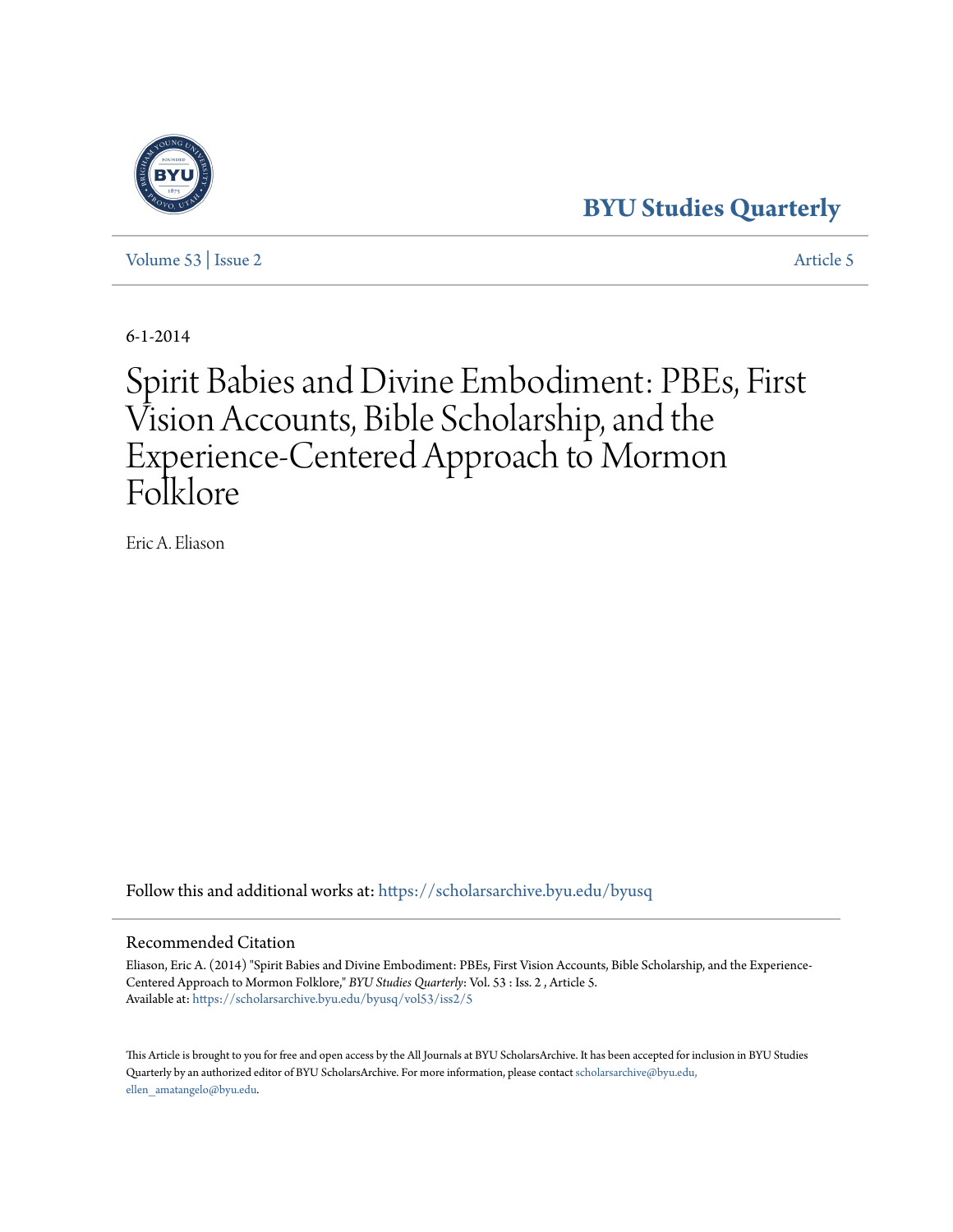BYU Studies Quarterly

Volume 53 | Issue 2 Article 5

6-1-2014

# Spirit Babies and Divine Embodiment: PBEs, First Vision Accounts, Bible Scholarship, and the Experience-Centered Approach to Mormon Folklore

Eric A. Eliason

Follow this and additional works at: https://scholarsarchive.byu.edu/byusq

## Recommended Citation

Eliason, Eric A. (2014) "Spirit Babies and Divine Embodiment: PBEs, First Vision Accounts, Bible Scholarship, and the Experience-Centered Approach to Mormon Folklore," *BYU Studies Quarterly*: Vol. 53 : Iss. 2 , Article 5.
Available at: https://scholarsarchive.byu.edu/byusq/vol53/iss2/5

This Article is brought to you for free and open access by the All Journals at BYU ScholarsArchive. It has been accepted for inclusion in BYU Studies Quarterly by an authorized editor of BYU ScholarsArchive. For more information, please contact scholarsarchive@byu.edu, ellen_amatangelo@byu.edu.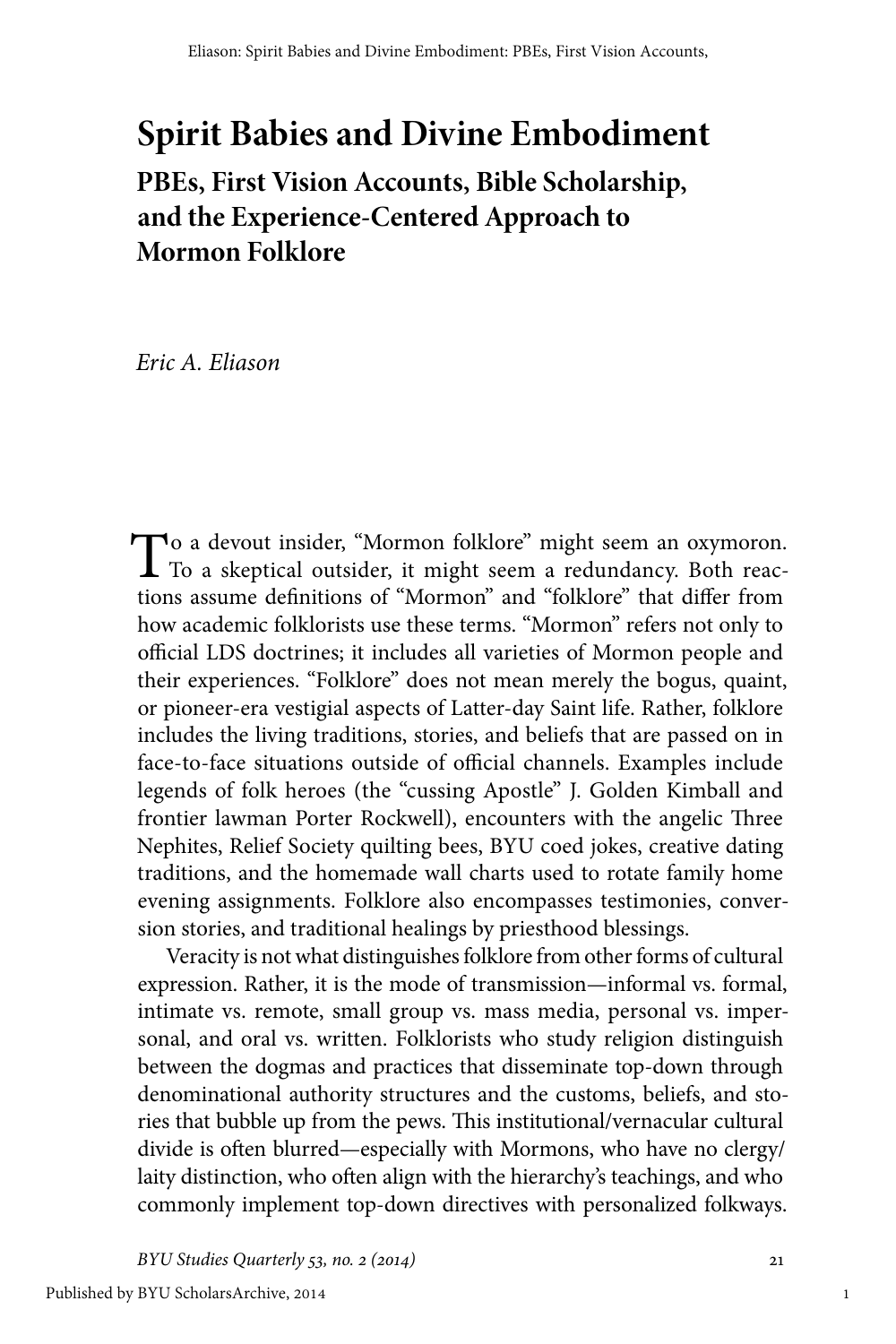# Spirit Babies and Divine Embodiment

## PBEs, First Vision Accounts, Bible Scholarship, and the Experience-Centered Approach to Mormon Folklore

*Eric A. Eliason*

To a devout insider, "Mormon folklore" might seem an oxymoron. To a skeptical outsider, it might seem a redundancy. Both reactions assume definitions of "Mormon" and "folklore" that differ from how academic folklorists use these terms. "Mormon" refers not only to official LDS doctrines; it includes all varieties of Mormon people and their experiences. "Folklore" does not mean merely the bogus, quaint, or pioneer-era vestigial aspects of Latter-day Saint life. Rather, folklore includes the living traditions, stories, and beliefs that are passed on in face-to-face situations outside of official channels. Examples include legends of folk heroes (the "cussing Apostle" J. Golden Kimball and frontier lawman Porter Rockwell), encounters with the angelic Three Nephites, Relief Society quilting bees, BYU coed jokes, creative dating traditions, and the homemade wall charts used to rotate family home evening assignments. Folklore also encompasses testimonies, conversion stories, and traditional healings by priesthood blessings.

Veracity is not what distinguishes folklore from other forms of cultural expression. Rather, it is the mode of transmission—informal vs. formal, intimate vs. remote, small group vs. mass media, personal vs. impersonal, and oral vs. written. Folklorists who study religion distinguish between the dogmas and practices that disseminate top-down through denominational authority structures and the customs, beliefs, and stories that bubble up from the pews. This institutional/vernacular cultural divide is often blurred—especially with Mormons, who have no clergy/laity distinction, who often align with the hierarchy's teachings, and who commonly implement top-down directives with personalized folkways.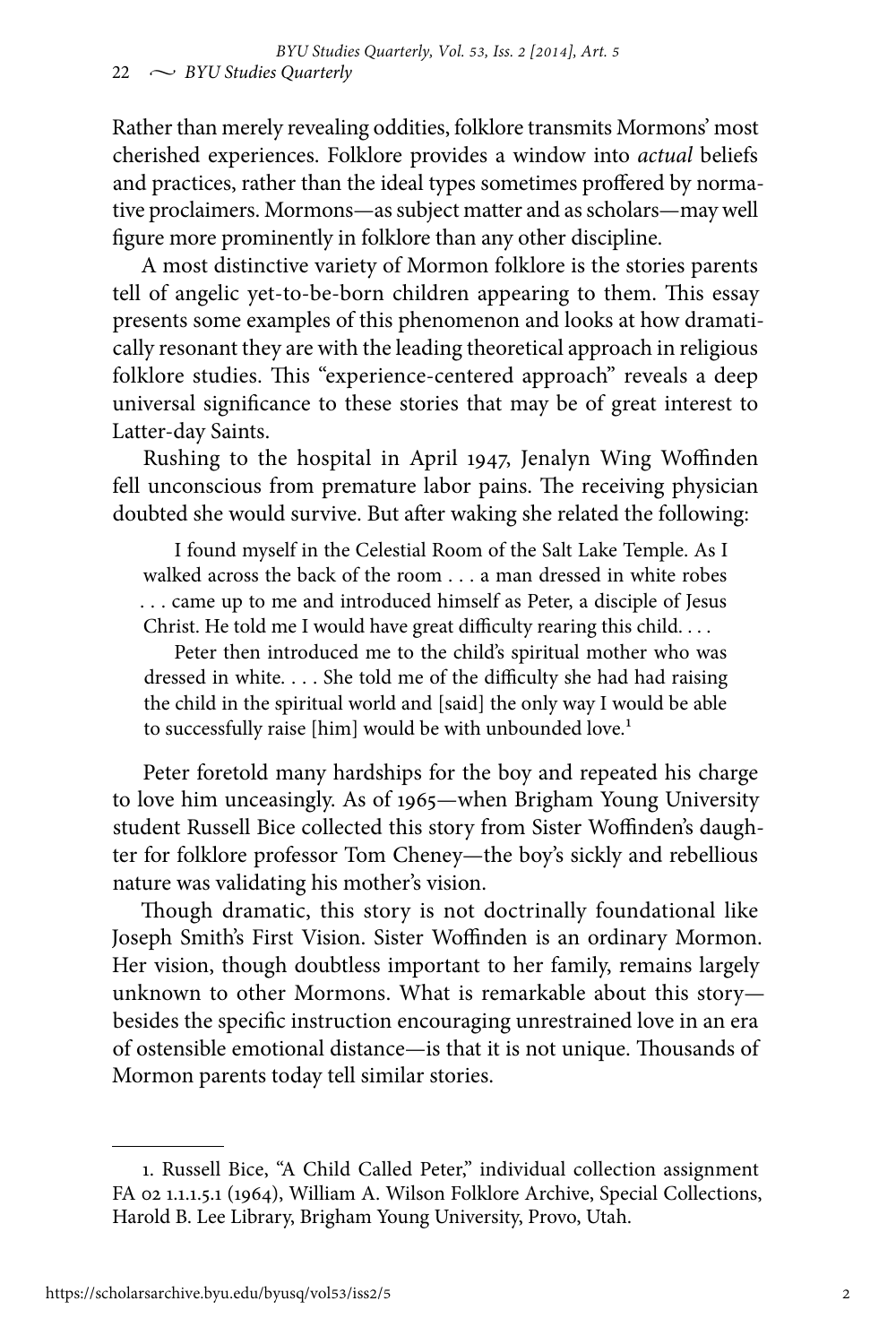Rather than merely revealing oddities, folklore transmits Mormons' most cherished experiences. Folklore provides a window into *actual* beliefs and practices, rather than the ideal types sometimes proffered by normative proclaimers. Mormons—as subject matter and as scholars—may well figure more prominently in folklore than any other discipline.

A most distinctive variety of Mormon folklore is the stories parents tell of angelic yet-to-be-born children appearing to them. This essay presents some examples of this phenomenon and looks at how dramatically resonant they are with the leading theoretical approach in religious folklore studies. This "experience-centered approach" reveals a deep universal significance to these stories that may be of great interest to Latter-day Saints.

Rushing to the hospital in April 1947, Jenalyn Wing Woffinden fell unconscious from premature labor pains. The receiving physician doubted she would survive. But after waking she related the following:

> I found myself in the Celestial Room of the Salt Lake Temple. As I walked across the back of the room . . . a man dressed in white robes . . . came up to me and introduced himself as Peter, a disciple of Jesus Christ. He told me I would have great difficulty rearing this child. . . .
>
> Peter then introduced me to the child's spiritual mother who was dressed in white. . . . She told me of the difficulty she had had raising the child in the spiritual world and [said] the only way I would be able to successfully raise [him] would be with unbounded love.[1]

Peter foretold many hardships for the boy and repeated his charge to love him unceasingly. As of 1965—when Brigham Young University student Russell Bice collected this story from Sister Woffinden's daughter for folklore professor Tom Cheney—the boy's sickly and rebellious nature was validating his mother's vision.

Though dramatic, this story is not doctrinally foundational like Joseph Smith's First Vision. Sister Woffinden is an ordinary Mormon. Her vision, though doubtless important to her family, remains largely unknown to other Mormons. What is remarkable about this story—besides the specific instruction encouraging unrestrained love in an era of ostensible emotional distance—is that it is not unique. Thousands of Mormon parents today tell similar stories.

---

1. Russell Bice, "A Child Called Peter," individual collection assignment FA 02 1.1.1.5.1 (1964), William A. Wilson Folklore Archive, Special Collections, Harold B. Lee Library, Brigham Young University, Provo, Utah.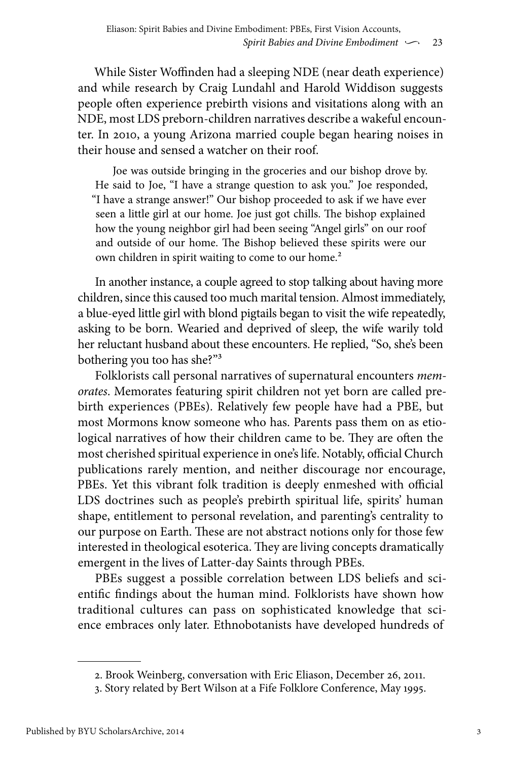While Sister Woffinden had a sleeping NDE (near death experience) and while research by Craig Lundahl and Harold Widdison suggests people often experience prebirth visions and visitations along with an NDE, most LDS preborn-children narratives describe a wakeful encounter. In 2010, a young Arizona married couple began hearing noises in their house and sensed a watcher on their roof.

> Joe was outside bringing in the groceries and our bishop drove by. He said to Joe, "I have a strange question to ask you." Joe responded, "I have a strange answer!" Our bishop proceeded to ask if we have ever seen a little girl at our home. Joe just got chills. The bishop explained how the young neighbor girl had been seeing "Angel girls" on our roof and outside of our home. The Bishop believed these spirits were our own children in spirit waiting to come to our home.[2]

In another instance, a couple agreed to stop talking about having more children, since this caused too much marital tension. Almost immediately, a blue-eyed little girl with blond pigtails began to visit the wife repeatedly, asking to be born. Wearied and deprived of sleep, the wife warily told her reluctant husband about these encounters. He replied, "So, she's been bothering you too has she?"[3]

Folklorists call personal narratives of supernatural encounters *memorates*. Memorates featuring spirit children not yet born are called prebirth experiences (PBEs). Relatively few people have had a PBE, but most Mormons know someone who has. Parents pass them on as etiological narratives of how their children came to be. They are often the most cherished spiritual experience in one's life. Notably, official Church publications rarely mention, and neither discourage nor encourage, PBEs. Yet this vibrant folk tradition is deeply enmeshed with official LDS doctrines such as people's prebirth spiritual life, spirits' human shape, entitlement to personal revelation, and parenting's centrality to our purpose on Earth. These are not abstract notions only for those few interested in theological esoterica. They are living concepts dramatically emergent in the lives of Latter-day Saints through PBEs.

PBEs suggest a possible correlation between LDS beliefs and scientific findings about the human mind. Folklorists have shown how traditional cultures can pass on sophisticated knowledge that science embraces only later. Ethnobotanists have developed hundreds of

---

2. Brook Weinberg, conversation with Eric Eliason, December 26, 2011.

3. Story related by Bert Wilson at a Fife Folklore Conference, May 1995.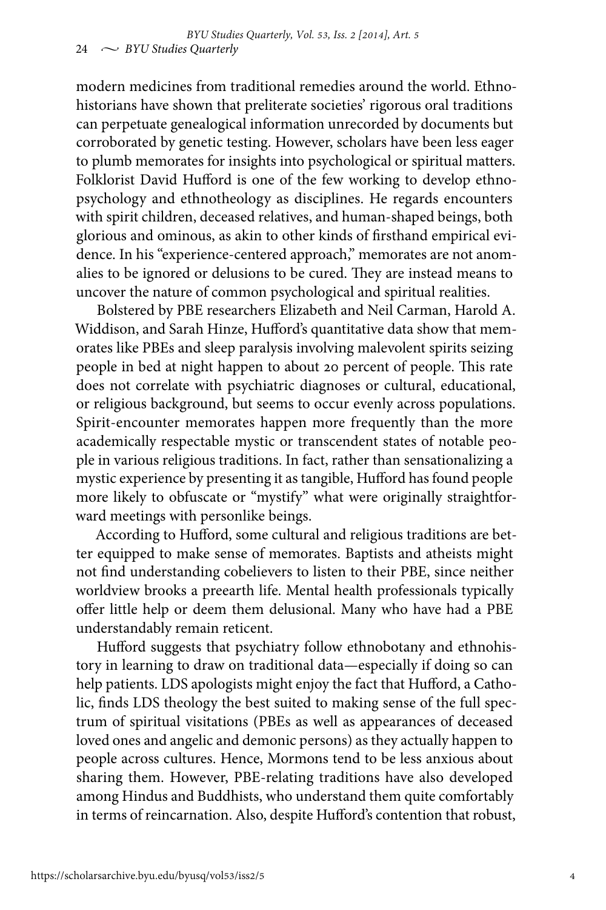modern medicines from traditional remedies around the world. Ethnohistorians have shown that preliterate societies' rigorous oral traditions can perpetuate genealogical information unrecorded by documents but corroborated by genetic testing. However, scholars have been less eager to plumb memorates for insights into psychological or spiritual matters. Folklorist David Hufford is one of the few working to develop ethnopsychology and ethnotheology as disciplines. He regards encounters with spirit children, deceased relatives, and human-shaped beings, both glorious and ominous, as akin to other kinds of firsthand empirical evidence. In his "experience-centered approach," memorates are not anomalies to be ignored or delusions to be cured. They are instead means to uncover the nature of common psychological and spiritual realities.

Bolstered by PBE researchers Elizabeth and Neil Carman, Harold A. Widdison, and Sarah Hinze, Hufford's quantitative data show that memorates like PBEs and sleep paralysis involving malevolent spirits seizing people in bed at night happen to about 20 percent of people. This rate does not correlate with psychiatric diagnoses or cultural, educational, or religious background, but seems to occur evenly across populations. Spirit-encounter memorates happen more frequently than the more academically respectable mystic or transcendent states of notable people in various religious traditions. In fact, rather than sensationalizing a mystic experience by presenting it as tangible, Hufford has found people more likely to obfuscate or "mystify" what were originally straightforward meetings with personlike beings.

According to Hufford, some cultural and religious traditions are better equipped to make sense of memorates. Baptists and atheists might not find understanding cobelievers to listen to their PBE, since neither worldview brooks a preearth life. Mental health professionals typically offer little help or deem them delusional. Many who have had a PBE understandably remain reticent.

Hufford suggests that psychiatry follow ethnobotany and ethnohistory in learning to draw on traditional data—especially if doing so can help patients. LDS apologists might enjoy the fact that Hufford, a Catholic, finds LDS theology the best suited to making sense of the full spectrum of spiritual visitations (PBEs as well as appearances of deceased loved ones and angelic and demonic persons) as they actually happen to people across cultures. Hence, Mormons tend to be less anxious about sharing them. However, PBE-relating traditions have also developed among Hindus and Buddhists, who understand them quite comfortably in terms of reincarnation. Also, despite Hufford's contention that robust,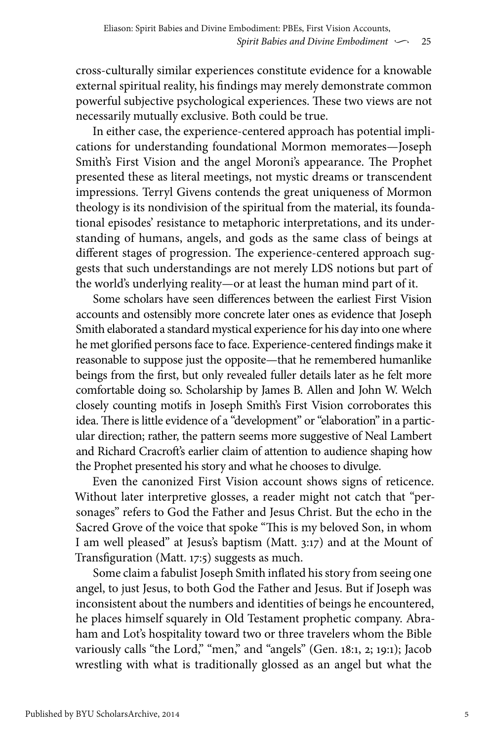cross-culturally similar experiences constitute evidence for a knowable external spiritual reality, his findings may merely demonstrate common powerful subjective psychological experiences. These two views are not necessarily mutually exclusive. Both could be true.

In either case, the experience-centered approach has potential implications for understanding foundational Mormon memorates—Joseph Smith's First Vision and the angel Moroni's appearance. The Prophet presented these as literal meetings, not mystic dreams or transcendent impressions. Terryl Givens contends the great uniqueness of Mormon theology is its nondivision of the spiritual from the material, its foundational episodes' resistance to metaphoric interpretations, and its understanding of humans, angels, and gods as the same class of beings at different stages of progression. The experience-centered approach suggests that such understandings are not merely LDS notions but part of the world's underlying reality—or at least the human mind part of it.

Some scholars have seen differences between the earliest First Vision accounts and ostensibly more concrete later ones as evidence that Joseph Smith elaborated a standard mystical experience for his day into one where he met glorified persons face to face. Experience-centered findings make it reasonable to suppose just the opposite—that he remembered humanlike beings from the first, but only revealed fuller details later as he felt more comfortable doing so. Scholarship by James B. Allen and John W. Welch closely counting motifs in Joseph Smith's First Vision corroborates this idea. There is little evidence of a "development" or "elaboration" in a particular direction; rather, the pattern seems more suggestive of Neal Lambert and Richard Cracroft's earlier claim of attention to audience shaping how the Prophet presented his story and what he chooses to divulge.

Even the canonized First Vision account shows signs of reticence. Without later interpretive glosses, a reader might not catch that "personages" refers to God the Father and Jesus Christ. But the echo in the Sacred Grove of the voice that spoke "This is my beloved Son, in whom I am well pleased" at Jesus's baptism (Matt. 3:17) and at the Mount of Transfiguration (Matt. 17:5) suggests as much.

Some claim a fabulist Joseph Smith inflated his story from seeing one angel, to just Jesus, to both God the Father and Jesus. But if Joseph was inconsistent about the numbers and identities of beings he encountered, he places himself squarely in Old Testament prophetic company. Abraham and Lot's hospitality toward two or three travelers whom the Bible variously calls "the Lord," "men," and "angels" (Gen. 18:1, 2; 19:1); Jacob wrestling with what is traditionally glossed as an angel but what the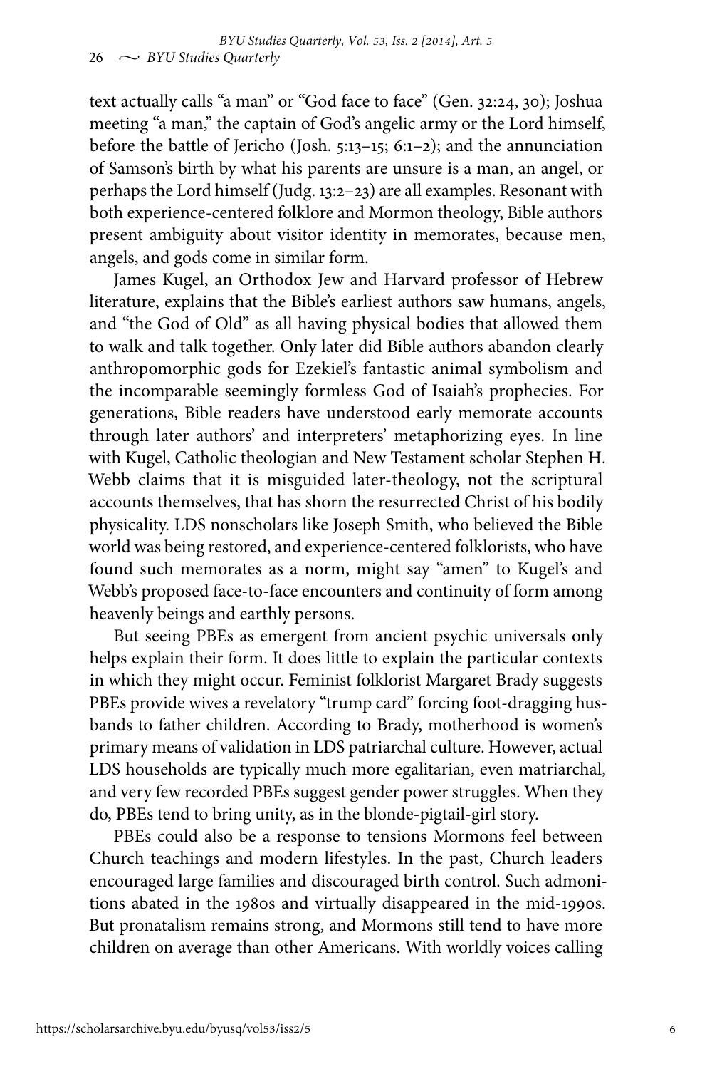text actually calls "a man" or "God face to face" (Gen. 32:24, 30); Joshua meeting "a man," the captain of God's angelic army or the Lord himself, before the battle of Jericho (Josh. 5:13–15; 6:1–2); and the annunciation of Samson's birth by what his parents are unsure is a man, an angel, or perhaps the Lord himself (Judg. 13:2–23) are all examples. Resonant with both experience-centered folklore and Mormon theology, Bible authors present ambiguity about visitor identity in memorates, because men, angels, and gods come in similar form.

James Kugel, an Orthodox Jew and Harvard professor of Hebrew literature, explains that the Bible's earliest authors saw humans, angels, and "the God of Old" as all having physical bodies that allowed them to walk and talk together. Only later did Bible authors abandon clearly anthropomorphic gods for Ezekiel's fantastic animal symbolism and the incomparable seemingly formless God of Isaiah's prophecies. For generations, Bible readers have understood early memorate accounts through later authors' and interpreters' metaphorizing eyes. In line with Kugel, Catholic theologian and New Testament scholar Stephen H. Webb claims that it is misguided later-theology, not the scriptural accounts themselves, that has shorn the resurrected Christ of his bodily physicality. LDS nonscholars like Joseph Smith, who believed the Bible world was being restored, and experience-centered folklorists, who have found such memorates as a norm, might say "amen" to Kugel's and Webb's proposed face-to-face encounters and continuity of form among heavenly beings and earthly persons.

But seeing PBEs as emergent from ancient psychic universals only helps explain their form. It does little to explain the particular contexts in which they might occur. Feminist folklorist Margaret Brady suggests PBEs provide wives a revelatory "trump card" forcing foot-dragging husbands to father children. According to Brady, motherhood is women's primary means of validation in LDS patriarchal culture. However, actual LDS households are typically much more egalitarian, even matriarchal, and very few recorded PBEs suggest gender power struggles. When they do, PBEs tend to bring unity, as in the blonde-pigtail-girl story.

PBEs could also be a response to tensions Mormons feel between Church teachings and modern lifestyles. In the past, Church leaders encouraged large families and discouraged birth control. Such admonitions abated in the 1980s and virtually disappeared in the mid-1990s. But pronatalism remains strong, and Mormons still tend to have more children on average than other Americans. With worldly voices calling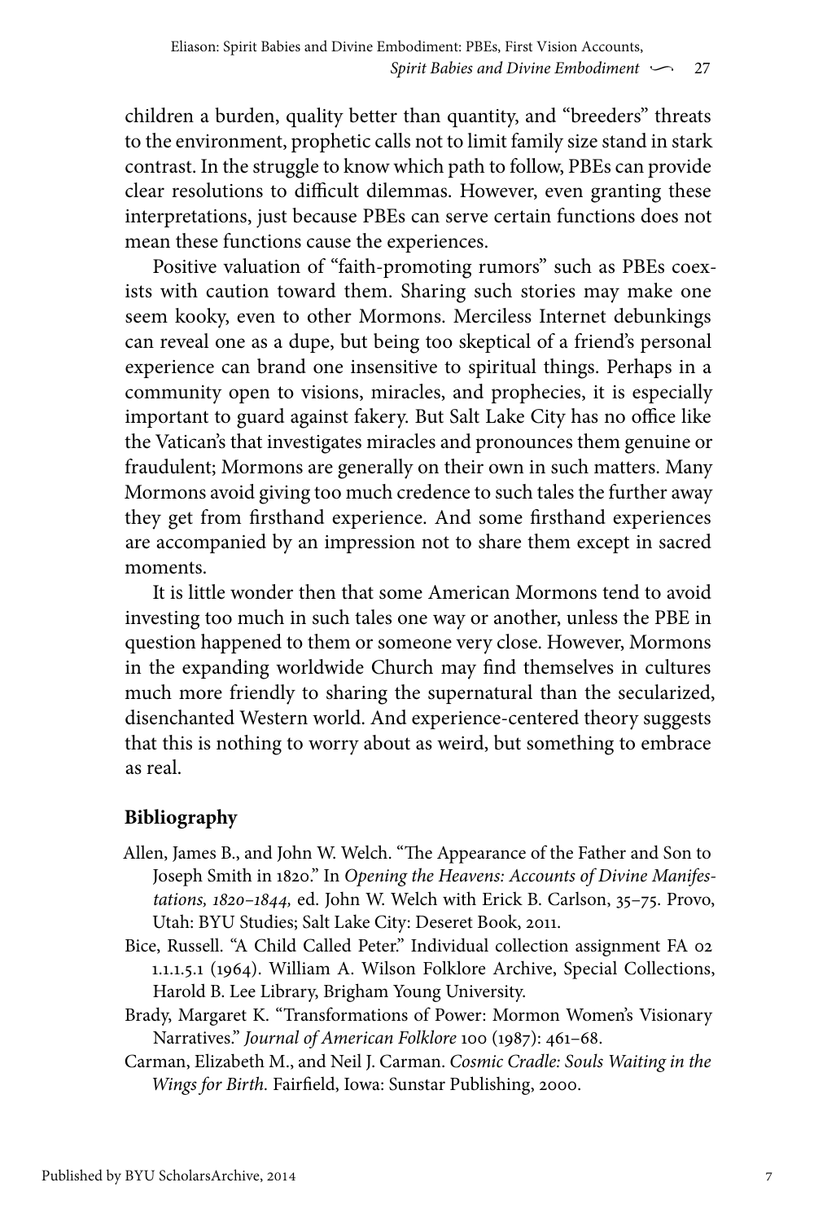children a burden, quality better than quantity, and "breeders" threats to the environment, prophetic calls not to limit family size stand in stark contrast. In the struggle to know which path to follow, PBEs can provide clear resolutions to difficult dilemmas. However, even granting these interpretations, just because PBEs can serve certain functions does not mean these functions cause the experiences.

Positive valuation of "faith-promoting rumors" such as PBEs coexists with caution toward them. Sharing such stories may make one seem kooky, even to other Mormons. Merciless Internet debunkings can reveal one as a dupe, but being too skeptical of a friend's personal experience can brand one insensitive to spiritual things. Perhaps in a community open to visions, miracles, and prophecies, it is especially important to guard against fakery. But Salt Lake City has no office like the Vatican's that investigates miracles and pronounces them genuine or fraudulent; Mormons are generally on their own in such matters. Many Mormons avoid giving too much credence to such tales the further away they get from firsthand experience. And some firsthand experiences are accompanied by an impression not to share them except in sacred moments.

It is little wonder then that some American Mormons tend to avoid investing too much in such tales one way or another, unless the PBE in question happened to them or someone very close. However, Mormons in the expanding worldwide Church may find themselves in cultures much more friendly to sharing the supernatural than the secularized, disenchanted Western world. And experience-centered theory suggests that this is nothing to worry about as weird, but something to embrace as real.

## Bibliography

Allen, James B., and John W. Welch. "The Appearance of the Father and Son to Joseph Smith in 1820." In *Opening the Heavens: Accounts of Divine Manifestations, 1820–1844,* ed. John W. Welch with Erick B. Carlson, 35–75. Provo, Utah: BYU Studies; Salt Lake City: Deseret Book, 2011.

Bice, Russell. "A Child Called Peter." Individual collection assignment FA 02 1.1.1.5.1 (1964). William A. Wilson Folklore Archive, Special Collections, Harold B. Lee Library, Brigham Young University.

Brady, Margaret K. "Transformations of Power: Mormon Women's Visionary Narratives." *Journal of American Folklore* 100 (1987): 461–68.

Carman, Elizabeth M., and Neil J. Carman. *Cosmic Cradle: Souls Waiting in the Wings for Birth.* Fairfield, Iowa: Sunstar Publishing, 2000.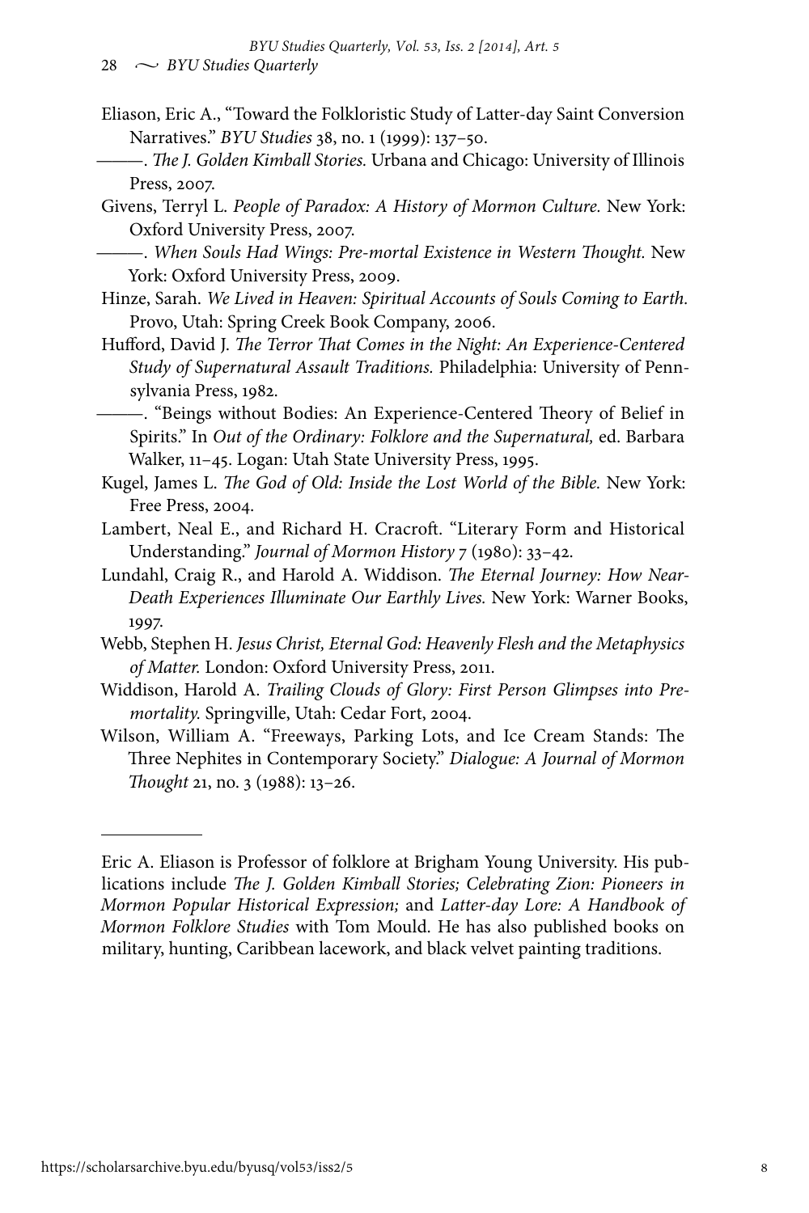Eliason, Eric A., "Toward the Folkloristic Study of Latter-day Saint Conversion Narratives." *BYU Studies* 38, no. 1 (1999): 137–50.

———. *The J. Golden Kimball Stories.* Urbana and Chicago: University of Illinois Press, 2007.

Givens, Terryl L. *People of Paradox: A History of Mormon Culture.* New York: Oxford University Press, 2007.

———. *When Souls Had Wings: Pre-mortal Existence in Western Thought.* New York: Oxford University Press, 2009.

Hinze, Sarah. *We Lived in Heaven: Spiritual Accounts of Souls Coming to Earth.* Provo, Utah: Spring Creek Book Company, 2006.

Hufford, David J. *The Terror That Comes in the Night: An Experience-Centered Study of Supernatural Assault Traditions.* Philadelphia: University of Pennsylvania Press, 1982.

———. "Beings without Bodies: An Experience-Centered Theory of Belief in Spirits." In *Out of the Ordinary: Folklore and the Supernatural,* ed. Barbara Walker, 11–45. Logan: Utah State University Press, 1995.

Kugel, James L. *The God of Old: Inside the Lost World of the Bible.* New York: Free Press, 2004.

Lambert, Neal E., and Richard H. Cracroft. "Literary Form and Historical Understanding." *Journal of Mormon History* 7 (1980): 33–42.

Lundahl, Craig R., and Harold A. Widdison. *The Eternal Journey: How Near-Death Experiences Illuminate Our Earthly Lives.* New York: Warner Books, 1997.

Webb, Stephen H. *Jesus Christ, Eternal God: Heavenly Flesh and the Metaphysics of Matter.* London: Oxford University Press, 2011.

Widdison, Harold A. *Trailing Clouds of Glory: First Person Glimpses into Premortality.* Springville, Utah: Cedar Fort, 2004.

Wilson, William A. "Freeways, Parking Lots, and Ice Cream Stands: The Three Nephites in Contemporary Society." *Dialogue: A Journal of Mormon Thought* 21, no. 3 (1988): 13–26.

---

Eric A. Eliason is Professor of folklore at Brigham Young University. His publications include *The J. Golden Kimball Stories; Celebrating Zion: Pioneers in Mormon Popular Historical Expression;* and *Latter-day Lore: A Handbook of Mormon Folklore Studies* with Tom Mould. He has also published books on military, hunting, Caribbean lacework, and black velvet painting traditions.